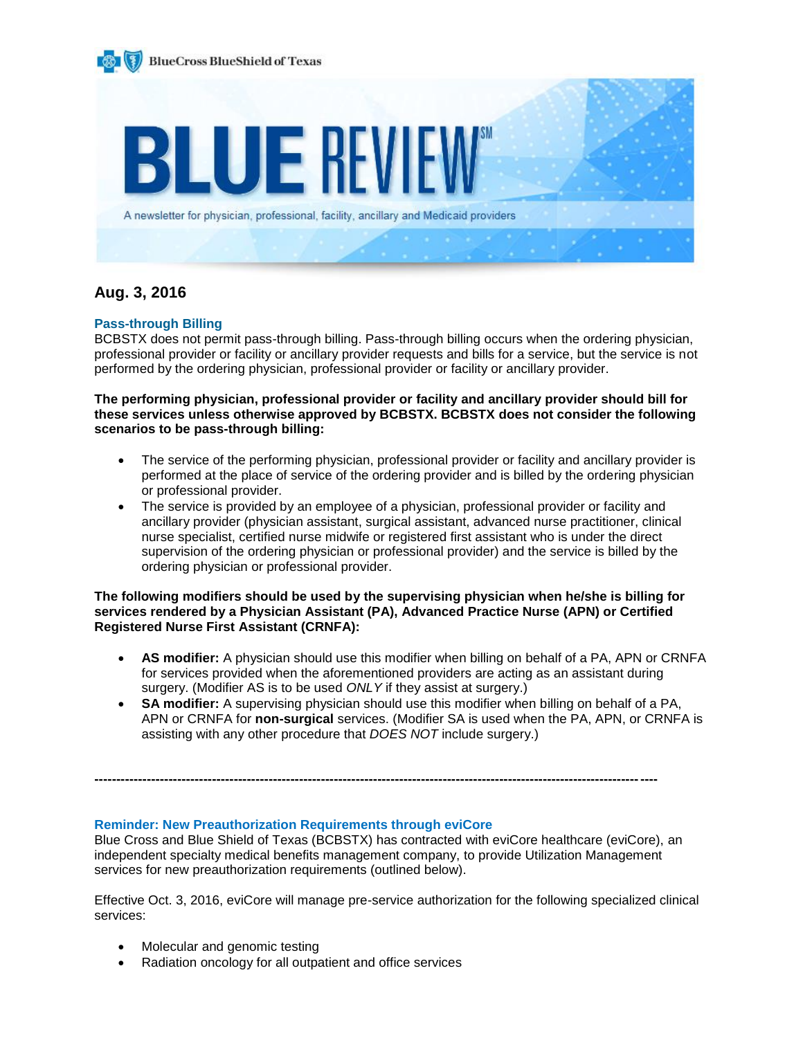BlueCross BlueShield of Texas

# BLUE REVIEW[SM]

A newsletter for physician, professional, facility, ancillary and Medicaid providers

## Aug. 3, 2016

### Pass-through Billing

BCBSTX does not permit pass-through billing. Pass-through billing occurs when the ordering physician, professional provider or facility or ancillary provider requests and bills for a service, but the service is not performed by the ordering physician, professional provider or facility or ancillary provider.

**The performing physician, professional provider or facility and ancillary provider should bill for these services unless otherwise approved by BCBSTX. BCBSTX does not consider the following scenarios to be pass-through billing:**

- The service of the performing physician, professional provider or facility and ancillary provider is performed at the place of service of the ordering provider and is billed by the ordering physician or professional provider.
- The service is provided by an employee of a physician, professional provider or facility and ancillary provider (physician assistant, surgical assistant, advanced nurse practitioner, clinical nurse specialist, certified nurse midwife or registered first assistant who is under the direct supervision of the ordering physician or professional provider) and the service is billed by the ordering physician or professional provider.

**The following modifiers should be used by the supervising physician when he/she is billing for services rendered by a Physician Assistant (PA), Advanced Practice Nurse (APN) or Certified Registered Nurse First Assistant (CRNFA):**

- **AS modifier:** A physician should use this modifier when billing on behalf of a PA, APN or CRNFA for services provided when the aforementioned providers are acting as an assistant during surgery. (Modifier AS is to be used *ONLY* if they assist at surgery.)
- **SA modifier:** A supervising physician should use this modifier when billing on behalf of a PA, APN or CRNFA for **non-surgical** services. (Modifier SA is used when the PA, APN, or CRNFA is assisting with any other procedure that *DOES NOT* include surgery.)

---

### Reminder: New Preauthorization Requirements through eviCore

Blue Cross and Blue Shield of Texas (BCBSTX) has contracted with eviCore healthcare (eviCore), an independent specialty medical benefits management company, to provide Utilization Management services for new preauthorization requirements (outlined below).

Effective Oct. 3, 2016, eviCore will manage pre-service authorization for the following specialized clinical services:

- Molecular and genomic testing
- Radiation oncology for all outpatient and office services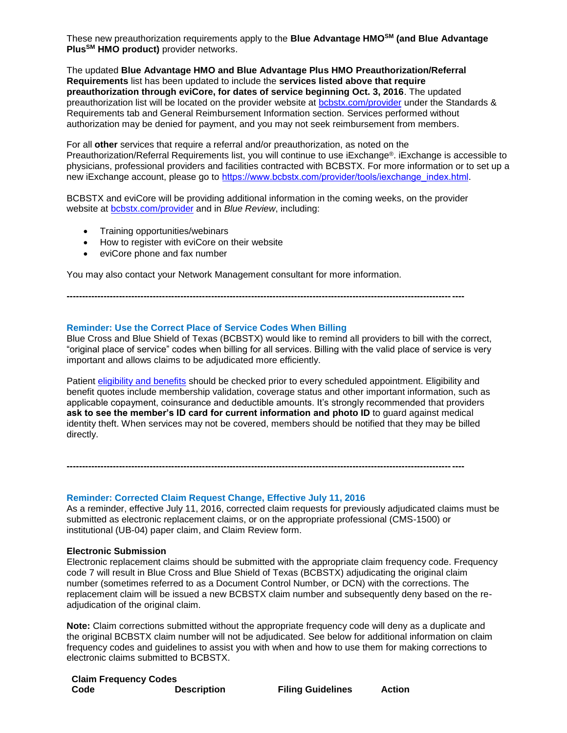These new preauthorization requirements apply to the **Blue Advantage HMO℠ (and Blue Advantage Plus℠ HMO product)** provider networks.

The updated **Blue Advantage HMO and Blue Advantage Plus HMO Preauthorization/Referral Requirements** list has been updated to include the **services listed above that require preauthorization through eviCore, for dates of service beginning Oct. 3, 2016**. The updated preauthorization list will be located on the provider website at [bcbstx.com/provider](bcbstx.com/provider) under the Standards & Requirements tab and General Reimbursement Information section. Services performed without authorization may be denied for payment, and you may not seek reimbursement from members.

For all **other** services that require a referral and/or preauthorization, as noted on the Preauthorization/Referral Requirements list, you will continue to use iExchange®. iExchange is accessible to physicians, professional providers and facilities contracted with BCBSTX. For more information or to set up a new iExchange account, please go to [https://www.bcbstx.com/provider/tools/iexchange_index.html](https://www.bcbstx.com/provider/tools/iexchange_index.html).

BCBSTX and eviCore will be providing additional information in the coming weeks, on the provider website at [bcbstx.com/provider](bcbstx.com/provider) and in *Blue Review*, including:

- Training opportunities/webinars
- How to register with eviCore on their website
- eviCore phone and fax number

You may also contact your Network Management consultant for more information.

---

## Reminder: Use the Correct Place of Service Codes When Billing

Blue Cross and Blue Shield of Texas (BCBSTX) would like to remind all providers to bill with the correct, "original place of service" codes when billing for all services. Billing with the valid place of service is very important and allows claims to be adjudicated more efficiently.

Patient [eligibility and benefits](eligibility and benefits) should be checked prior to every scheduled appointment. Eligibility and benefit quotes include membership validation, coverage status and other important information, such as applicable copayment, coinsurance and deductible amounts. It's strongly recommended that providers **ask to see the member's ID card for current information and photo ID** to guard against medical identity theft. When services may not be covered, members should be notified that they may be billed directly.

---

## Reminder: Corrected Claim Request Change, Effective July 11, 2016

As a reminder, effective July 11, 2016, corrected claim requests for previously adjudicated claims must be submitted as electronic replacement claims, or on the appropriate professional (CMS-1500) or institutional (UB-04) paper claim, and Claim Review form.

### Electronic Submission

Electronic replacement claims should be submitted with the appropriate claim frequency code. Frequency code 7 will result in Blue Cross and Blue Shield of Texas (BCBSTX) adjudicating the original claim number (sometimes referred to as a Document Control Number, or DCN) with the corrections. The replacement claim will be issued a new BCBSTX claim number and subsequently deny based on the re-adjudication of the original claim.

**Note:** Claim corrections submitted without the appropriate frequency code will deny as a duplicate and the original BCBSTX claim number will not be adjudicated. See below for additional information on claim frequency codes and guidelines to assist you with when and how to use them for making corrections to electronic claims submitted to BCBSTX.

**Claim Frequency Codes**

| Code | Description | Filing Guidelines | Action |
|---|---|---|---|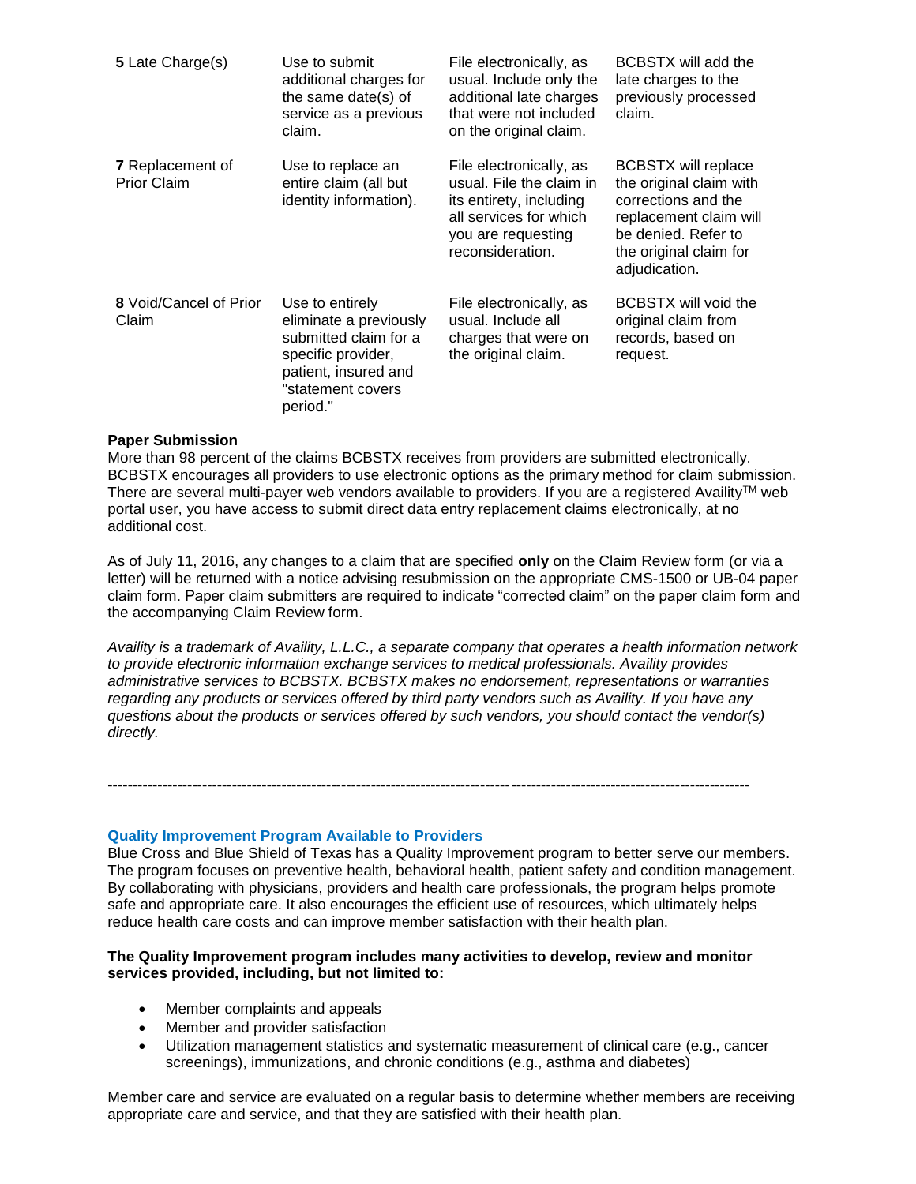| | | | |
|---|---|---|---|
| **5** Late Charge(s) | Use to submit additional charges for the same date(s) of service as a previous claim. | File electronically, as usual. Include only the additional late charges that were not included on the original claim. | BCBSTX will add the late charges to the previously processed claim. |
| **7** Replacement of Prior Claim | Use to replace an entire claim (all but identity information). | File electronically, as usual. File the claim in its entirety, including all services for which you are requesting reconsideration. | BCBSTX will replace the original claim with corrections and the replacement claim will be denied. Refer to the original claim for adjudication. |
| **8** Void/Cancel of Prior Claim | Use to entirely eliminate a previously submitted claim for a specific provider, patient, insured and "statement covers period." | File electronically, as usual. Include all charges that were on the original claim. | BCBSTX will void the original claim from records, based on request. |

**Paper Submission**

More than 98 percent of the claims BCBSTX receives from providers are submitted electronically. BCBSTX encourages all providers to use electronic options as the primary method for claim submission. There are several multi-payer web vendors available to providers. If you are a registered Availity™ web portal user, you have access to submit direct data entry replacement claims electronically, at no additional cost.

As of July 11, 2016, any changes to a claim that are specified **only** on the Claim Review form (or via a letter) will be returned with a notice advising resubmission on the appropriate CMS-1500 or UB-04 paper claim form. Paper claim submitters are required to indicate "corrected claim" on the paper claim form and the accompanying Claim Review form.

*Availity is a trademark of Availity, L.L.C., a separate company that operates a health information network to provide electronic information exchange services to medical professionals. Availity provides administrative services to BCBSTX. BCBSTX makes no endorsement, representations or warranties regarding any products or services offered by third party vendors such as Availity. If you have any questions about the products or services offered by such vendors, you should contact the vendor(s) directly.*

---

## Quality Improvement Program Available to Providers

Blue Cross and Blue Shield of Texas has a Quality Improvement program to better serve our members. The program focuses on preventive health, behavioral health, patient safety and condition management. By collaborating with physicians, providers and health care professionals, the program helps promote safe and appropriate care. It also encourages the efficient use of resources, which ultimately helps reduce health care costs and can improve member satisfaction with their health plan.

**The Quality Improvement program includes many activities to develop, review and monitor services provided, including, but not limited to:**

- Member complaints and appeals
- Member and provider satisfaction
- Utilization management statistics and systematic measurement of clinical care (e.g., cancer screenings), immunizations, and chronic conditions (e.g., asthma and diabetes)

Member care and service are evaluated on a regular basis to determine whether members are receiving appropriate care and service, and that they are satisfied with their health plan.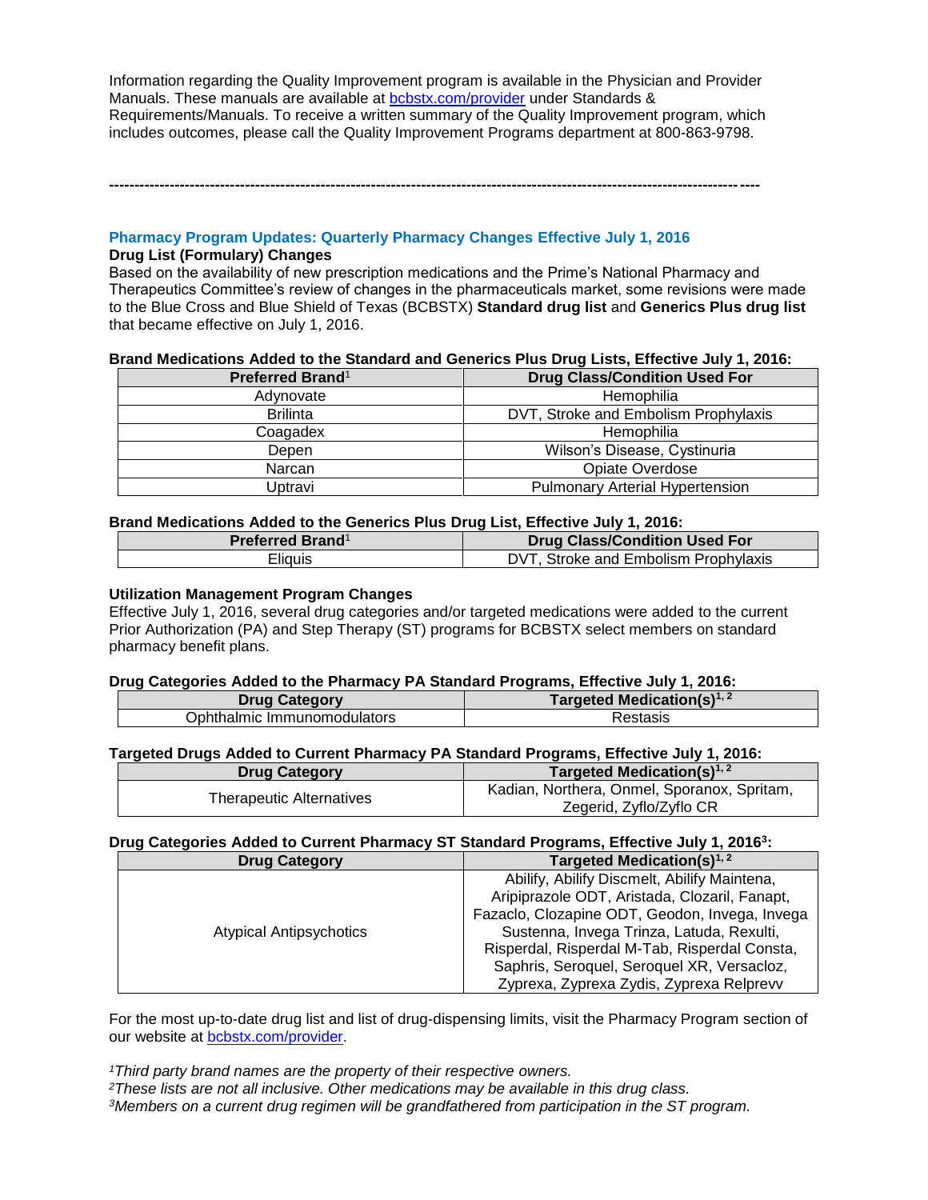Information regarding the Quality Improvement program is available in the Physician and Provider Manuals. These manuals are available at [bcbstx.com/provider](bcbstx.com/provider) under Standards & Requirements/Manuals. To receive a written summary of the Quality Improvement program, which includes outcomes, please call the Quality Improvement Programs department at 800-863-9798.

---

## Pharmacy Program Updates: Quarterly Pharmacy Changes Effective July 1, 2016

**Drug List (Formulary) Changes**

Based on the availability of new prescription medications and the Prime's National Pharmacy and Therapeutics Committee's review of changes in the pharmaceuticals market, some revisions were made to the Blue Cross and Blue Shield of Texas (BCBSTX) **Standard drug list** and **Generics Plus drug list** that became effective on July 1, 2016.

**Brand Medications Added to the Standard and Generics Plus Drug Lists, Effective July 1, 2016:**

| Preferred Brand[1] | Drug Class/Condition Used For |
|---|---|
| Adynovate | Hemophilia |
| Brilinta | DVT, Stroke and Embolism Prophylaxis |
| Coagadex | Hemophilia |
| Depen | Wilson's Disease, Cystinuria |
| Narcan | Opiate Overdose |
| Uptravi | Pulmonary Arterial Hypertension |

**Brand Medications Added to the Generics Plus Drug List, Effective July 1, 2016:**

| Preferred Brand[1] | Drug Class/Condition Used For |
|---|---|
| Eliquis | DVT, Stroke and Embolism Prophylaxis |

**Utilization Management Program Changes**

Effective July 1, 2016, several drug categories and/or targeted medications were added to the current Prior Authorization (PA) and Step Therapy (ST) programs for BCBSTX select members on standard pharmacy benefit plans.

**Drug Categories Added to the Pharmacy PA Standard Programs, Effective July 1, 2016:**

| Drug Category | Targeted Medication(s)[1, 2] |
|---|---|
| Ophthalmic Immunomodulators | Restasis |

**Targeted Drugs Added to Current Pharmacy PA Standard Programs, Effective July 1, 2016:**

| Drug Category | Targeted Medication(s)[1, 2] |
|---|---|
| Therapeutic Alternatives | Kadian, Northera, Onmel, Sporanox, Spritam, Zegerid, Zyflo/Zyflo CR |

**Drug Categories Added to Current Pharmacy ST Standard Programs, Effective July 1, 2016[3]:**

| Drug Category | Targeted Medication(s)[1, 2] |
|---|---|
| Atypical Antipsychotics | Abilify, Abilify Discmelt, Abilify Maintena, Aripiprazole ODT, Aristada, Clozaril, Fanapt, Fazaclo, Clozapine ODT, Geodon, Invega, Invega Sustenna, Invega Trinza, Latuda, Rexulti, Risperdal, Risperdal M-Tab, Risperdal Consta, Saphris, Seroquel, Seroquel XR, Versacloz, Zyprexa, Zyprexa Zydis, Zyprexa Relprevv |

For the most up-to-date drug list and list of drug-dispensing limits, visit the Pharmacy Program section of our website at [bcbstx.com/provider](bcbstx.com/provider).

*[1]Third party brand names are the property of their respective owners.*
*[2]These lists are not all inclusive. Other medications may be available in this drug class.*
*[3]Members on a current drug regimen will be grandfathered from participation in the ST program.*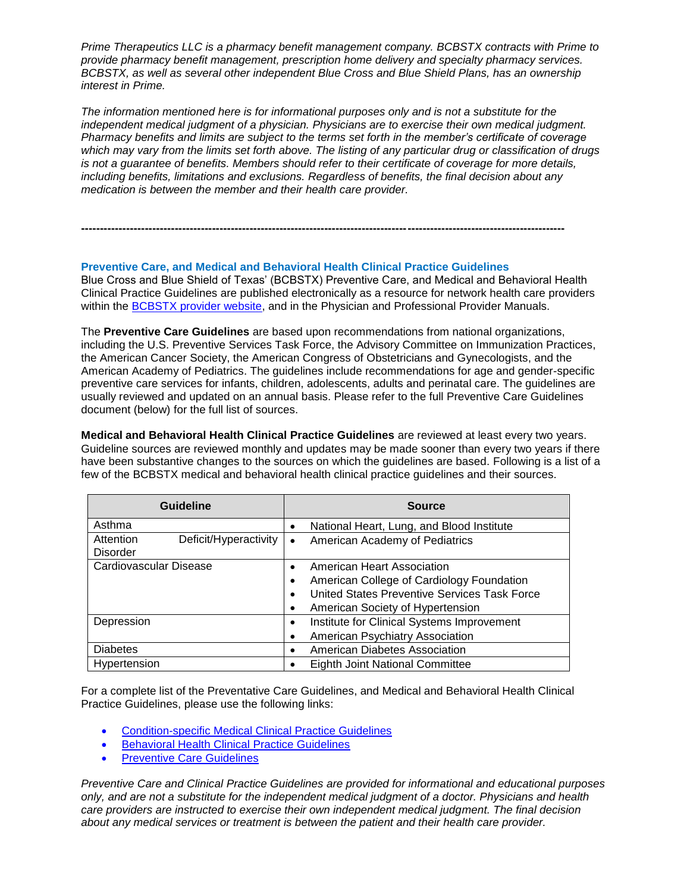*Prime Therapeutics LLC is a pharmacy benefit management company. BCBSTX contracts with Prime to provide pharmacy benefit management, prescription home delivery and specialty pharmacy services. BCBSTX, as well as several other independent Blue Cross and Blue Shield Plans, has an ownership interest in Prime.*

*The information mentioned here is for informational purposes only and is not a substitute for the independent medical judgment of a physician. Physicians are to exercise their own medical judgment. Pharmacy benefits and limits are subject to the terms set forth in the member's certificate of coverage which may vary from the limits set forth above. The listing of any particular drug or classification of drugs is not a guarantee of benefits. Members should refer to their certificate of coverage for more details, including benefits, limitations and exclusions. Regardless of benefits, the final decision about any medication is between the member and their health care provider.*

---

## Preventive Care, and Medical and Behavioral Health Clinical Practice Guidelines

Blue Cross and Blue Shield of Texas' (BCBSTX) Preventive Care, and Medical and Behavioral Health Clinical Practice Guidelines are published electronically as a resource for network health care providers within the BCBSTX provider website, and in the Physician and Professional Provider Manuals.

The **Preventive Care Guidelines** are based upon recommendations from national organizations, including the U.S. Preventive Services Task Force, the Advisory Committee on Immunization Practices, the American Cancer Society, the American Congress of Obstetricians and Gynecologists, and the American Academy of Pediatrics. The guidelines include recommendations for age and gender-specific preventive care services for infants, children, adolescents, adults and perinatal care. The guidelines are usually reviewed and updated on an annual basis. Please refer to the full Preventive Care Guidelines document (below) for the full list of sources.

**Medical and Behavioral Health Clinical Practice Guidelines** are reviewed at least every two years. Guideline sources are reviewed monthly and updates may be made sooner than every two years if there have been substantive changes to the sources on which the guidelines are based. Following is a list of a few of the BCBSTX medical and behavioral health clinical practice guidelines and their sources.

| Guideline | Source |
|---|---|
| Asthma | • National Heart, Lung, and Blood Institute |
| Attention Deficit/Hyperactivity Disorder | • American Academy of Pediatrics |
| Cardiovascular Disease | • American Heart Association<br>• American College of Cardiology Foundation<br>• United States Preventive Services Task Force<br>• American Society of Hypertension |
| Depression | • Institute for Clinical Systems Improvement<br>• American Psychiatry Association |
| Diabetes | • American Diabetes Association |
| Hypertension | • Eighth Joint National Committee |

For a complete list of the Preventative Care Guidelines, and Medical and Behavioral Health Clinical Practice Guidelines, please use the following links:

- Condition-specific Medical Clinical Practice Guidelines
- Behavioral Health Clinical Practice Guidelines
- Preventive Care Guidelines

*Preventive Care and Clinical Practice Guidelines are provided for informational and educational purposes only, and are not a substitute for the independent medical judgment of a doctor. Physicians and health care providers are instructed to exercise their own independent medical judgment. The final decision about any medical services or treatment is between the patient and their health care provider.*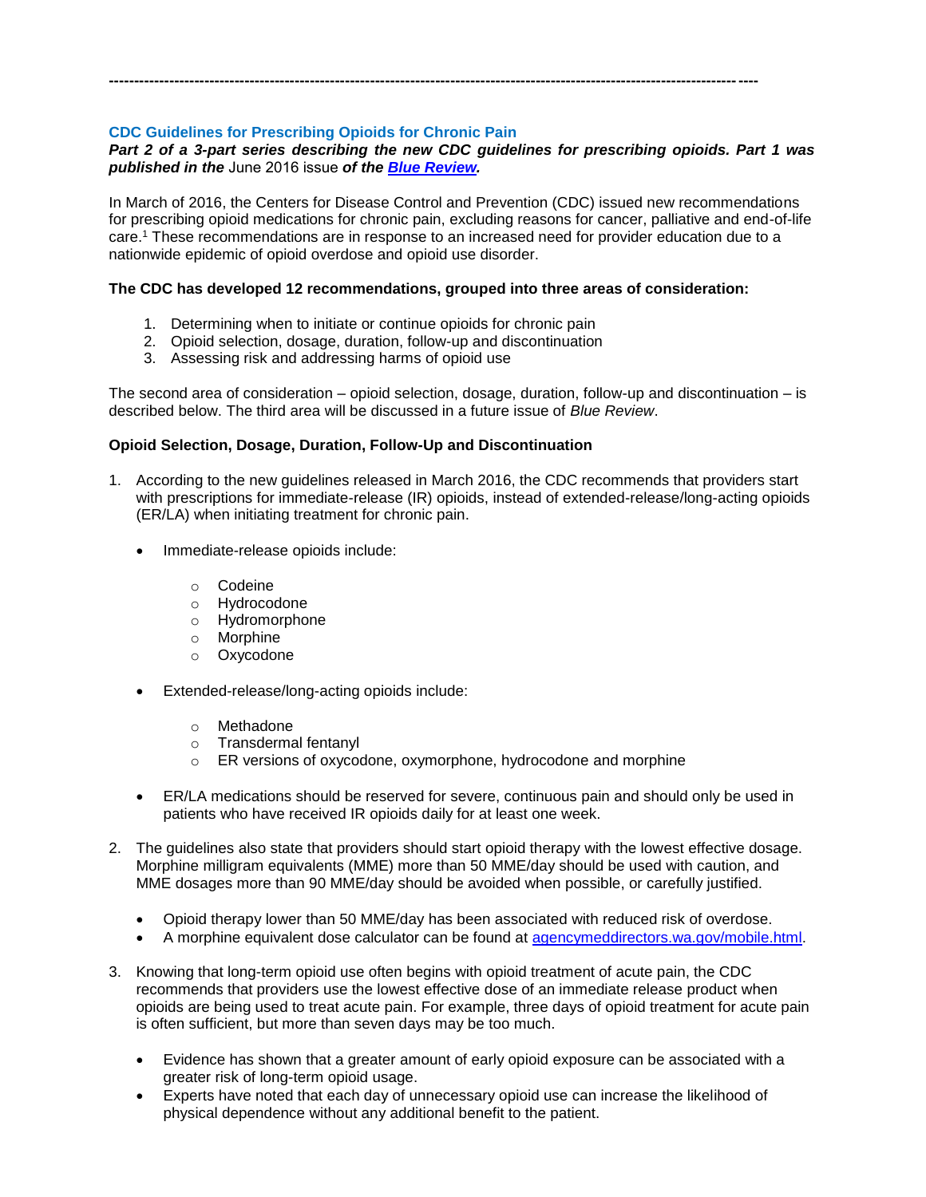---

### CDC Guidelines for Prescribing Opioids for Chronic Pain

***Part 2 of a 3-part series describing the new CDC guidelines for prescribing opioids. Part 1 was published in the*** June 2016 issue ***of the [Blue Review](Blue Review).***

In March of 2016, the Centers for Disease Control and Prevention (CDC) issued new recommendations for prescribing opioid medications for chronic pain, excluding reasons for cancer, palliative and end-of-life care.[1] These recommendations are in response to an increased need for provider education due to a nationwide epidemic of opioid overdose and opioid use disorder.

**The CDC has developed 12 recommendations, grouped into three areas of consideration:**

1. Determining when to initiate or continue opioids for chronic pain
2. Opioid selection, dosage, duration, follow-up and discontinuation
3. Assessing risk and addressing harms of opioid use

The second area of consideration – opioid selection, dosage, duration, follow-up and discontinuation – is described below. The third area will be discussed in a future issue of *Blue Review*.

**Opioid Selection, Dosage, Duration, Follow-Up and Discontinuation**

1. According to the new guidelines released in March 2016, the CDC recommends that providers start with prescriptions for immediate-release (IR) opioids, instead of extended-release/long-acting opioids (ER/LA) when initiating treatment for chronic pain.
   - Immediate-release opioids include:
     - Codeine
     - Hydrocodone
     - Hydromorphone
     - Morphine
     - Oxycodone
   - Extended-release/long-acting opioids include:
     - Methadone
     - Transdermal fentanyl
     - ER versions of oxycodone, oxymorphone, hydrocodone and morphine
   - ER/LA medications should be reserved for severe, continuous pain and should only be used in patients who have received IR opioids daily for at least one week.
2. The guidelines also state that providers should start opioid therapy with the lowest effective dosage. Morphine milligram equivalents (MME) more than 50 MME/day should be used with caution, and MME dosages more than 90 MME/day should be avoided when possible, or carefully justified.
   - Opioid therapy lower than 50 MME/day has been associated with reduced risk of overdose.
   - A morphine equivalent dose calculator can be found at agencymeddirectors.wa.gov/mobile.html.
3. Knowing that long-term opioid use often begins with opioid treatment of acute pain, the CDC recommends that providers use the lowest effective dose of an immediate release product when opioids are being used to treat acute pain. For example, three days of opioid treatment for acute pain is often sufficient, but more than seven days may be too much.
   - Evidence has shown that a greater amount of early opioid exposure can be associated with a greater risk of long-term opioid usage.
   - Experts have noted that each day of unnecessary opioid use can increase the likelihood of physical dependence without any additional benefit to the patient.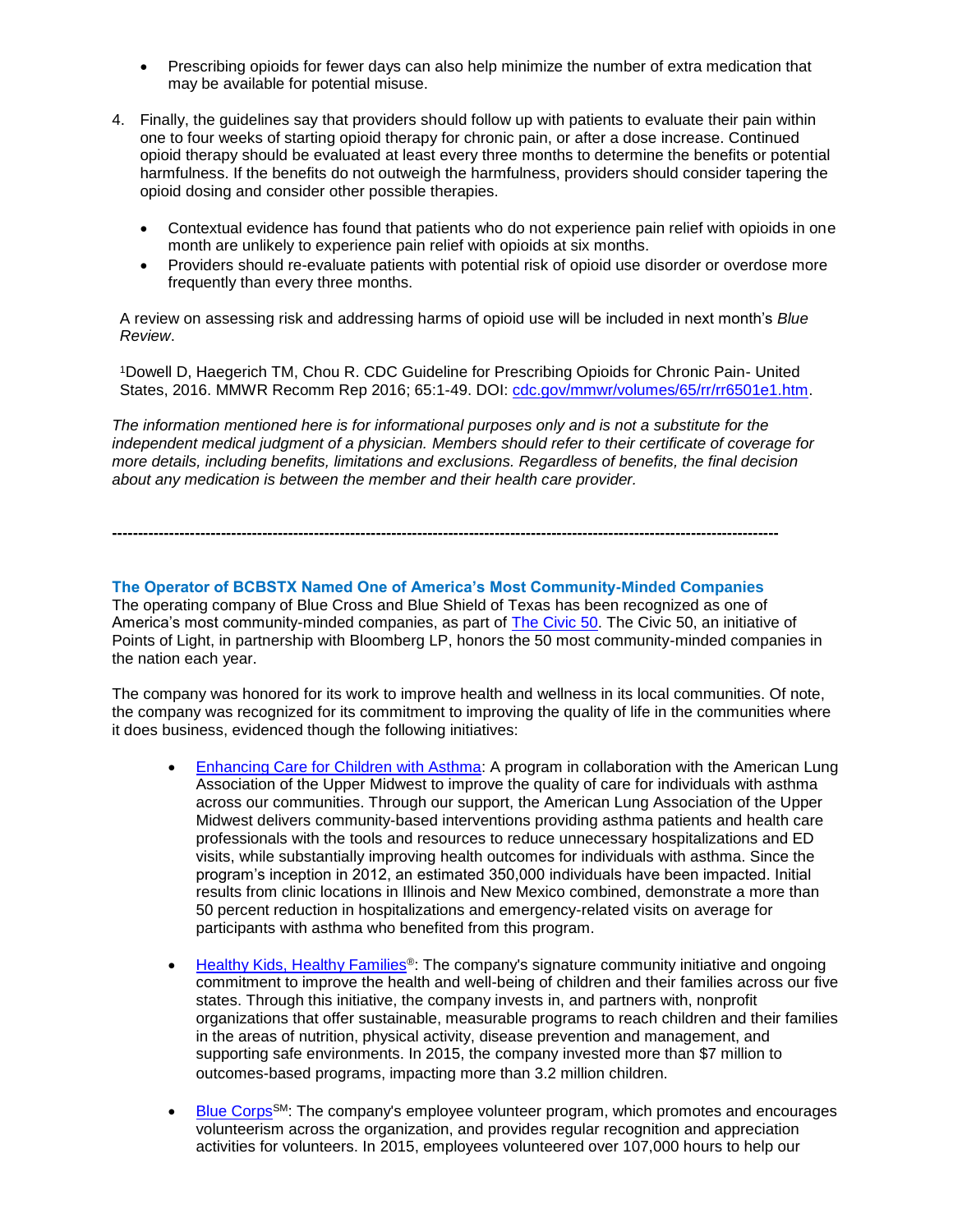- Prescribing opioids for fewer days can also help minimize the number of extra medication that may be available for potential misuse.

4. Finally, the guidelines say that providers should follow up with patients to evaluate their pain within one to four weeks of starting opioid therapy for chronic pain, or after a dose increase. Continued opioid therapy should be evaluated at least every three months to determine the benefits or potential harmfulness. If the benefits do not outweigh the harmfulness, providers should consider tapering the opioid dosing and consider other possible therapies.

   - Contextual evidence has found that patients who do not experience pain relief with opioids in one month are unlikely to experience pain relief with opioids at six months.
   - Providers should re-evaluate patients with potential risk of opioid use disorder or overdose more frequently than every three months.

A review on assessing risk and addressing harms of opioid use will be included in next month's *Blue Review*.

[1]Dowell D, Haegerich TM, Chou R. CDC Guideline for Prescribing Opioids for Chronic Pain- United States, 2016. MMWR Recomm Rep 2016; 65:1-49. DOI: [cdc.gov/mmwr/volumes/65/rr/rr6501e1.htm](cdc.gov/mmwr/volumes/65/rr/rr6501e1.htm).

*The information mentioned here is for informational purposes only and is not a substitute for the independent medical judgment of a physician. Members should refer to their certificate of coverage for more details, including benefits, limitations and exclusions. Regardless of benefits, the final decision about any medication is between the member and their health care provider.*

---

### The Operator of BCBSTX Named One of America's Most Community-Minded Companies

The operating company of Blue Cross and Blue Shield of Texas has been recognized as one of America's most community-minded companies, as part of The Civic 50. The Civic 50, an initiative of Points of Light, in partnership with Bloomberg LP, honors the 50 most community-minded companies in the nation each year.

The company was honored for its work to improve health and wellness in its local communities. Of note, the company was recognized for its commitment to improving the quality of life in the communities where it does business, evidenced though the following initiatives:

- Enhancing Care for Children with Asthma: A program in collaboration with the American Lung Association of the Upper Midwest to improve the quality of care for individuals with asthma across our communities. Through our support, the American Lung Association of the Upper Midwest delivers community-based interventions providing asthma patients and health care professionals with the tools and resources to reduce unnecessary hospitalizations and ED visits, while substantially improving health outcomes for individuals with asthma. Since the program's inception in 2012, an estimated 350,000 individuals have been impacted. Initial results from clinic locations in Illinois and New Mexico combined, demonstrate a more than 50 percent reduction in hospitalizations and emergency-related visits on average for participants with asthma who benefited from this program.

- Healthy Kids, Healthy Families®: The company's signature community initiative and ongoing commitment to improve the health and well-being of children and their families across our five states. Through this initiative, the company invests in, and partners with, nonprofit organizations that offer sustainable, measurable programs to reach children and their families in the areas of nutrition, physical activity, disease prevention and management, and supporting safe environments. In 2015, the company invested more than $7 million to outcomes-based programs, impacting more than 3.2 million children.

- Blue Corps℠: The company's employee volunteer program, which promotes and encourages volunteerism across the organization, and provides regular recognition and appreciation activities for volunteers. In 2015, employees volunteered over 107,000 hours to help our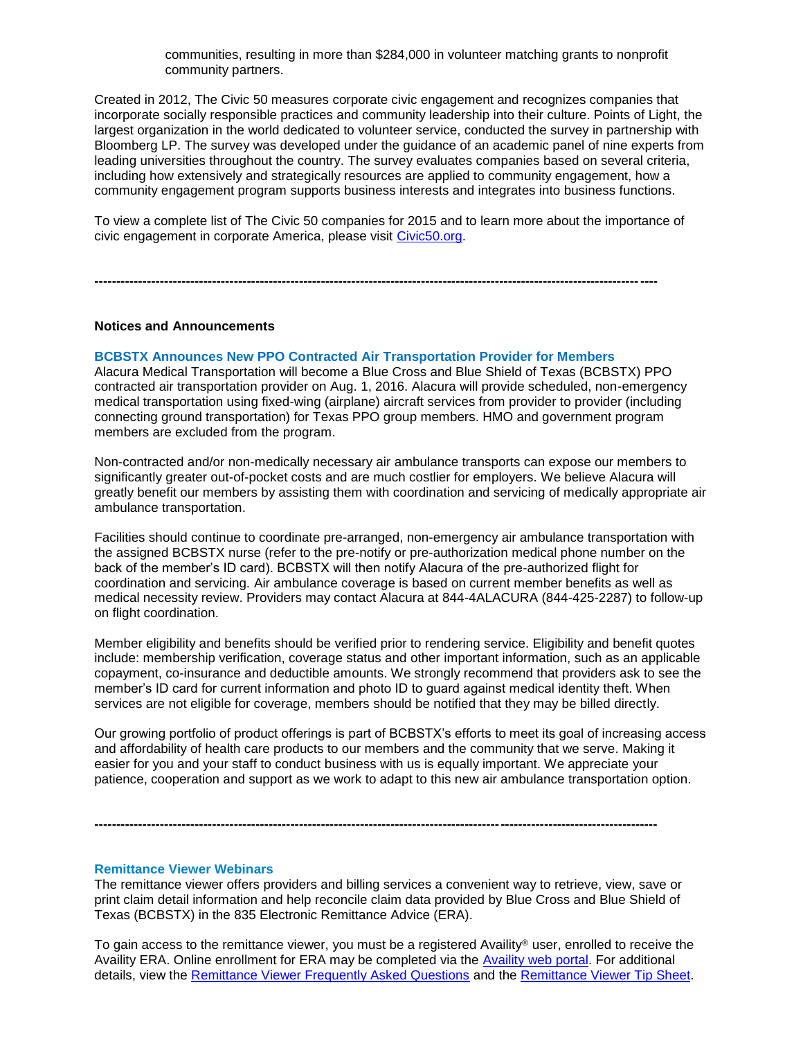communities, resulting in more than $284,000 in volunteer matching grants to nonprofit community partners.

Created in 2012, The Civic 50 measures corporate civic engagement and recognizes companies that incorporate socially responsible practices and community leadership into their culture. Points of Light, the largest organization in the world dedicated to volunteer service, conducted the survey in partnership with Bloomberg LP. The survey was developed under the guidance of an academic panel of nine experts from leading universities throughout the country. The survey evaluates companies based on several criteria, including how extensively and strategically resources are applied to community engagement, how a community engagement program supports business interests and integrates into business functions.

To view a complete list of The Civic 50 companies for 2015 and to learn more about the importance of civic engagement in corporate America, please visit [Civic50.org](Civic50.org).

---

**Notices and Announcements**

### BCBSTX Announces New PPO Contracted Air Transportation Provider for Members

Alacura Medical Transportation will become a Blue Cross and Blue Shield of Texas (BCBSTX) PPO contracted air transportation provider on Aug. 1, 2016. Alacura will provide scheduled, non-emergency medical transportation using fixed-wing (airplane) aircraft services from provider to provider (including connecting ground transportation) for Texas PPO group members. HMO and government program members are excluded from the program.

Non-contracted and/or non-medically necessary air ambulance transports can expose our members to significantly greater out-of-pocket costs and are much costlier for employers. We believe Alacura will greatly benefit our members by assisting them with coordination and servicing of medically appropriate air ambulance transportation.

Facilities should continue to coordinate pre-arranged, non-emergency air ambulance transportation with the assigned BCBSTX nurse (refer to the pre-notify or pre-authorization medical phone number on the back of the member's ID card). BCBSTX will then notify Alacura of the pre-authorized flight for coordination and servicing. Air ambulance coverage is based on current member benefits as well as medical necessity review. Providers may contact Alacura at 844-4ALACURA (844-425-2287) to follow-up on flight coordination.

Member eligibility and benefits should be verified prior to rendering service. Eligibility and benefit quotes include: membership verification, coverage status and other important information, such as an applicable copayment, co-insurance and deductible amounts. We strongly recommend that providers ask to see the member's ID card for current information and photo ID to guard against medical identity theft. When services are not eligible for coverage, members should be notified that they may be billed directly.

Our growing portfolio of product offerings is part of BCBSTX's efforts to meet its goal of increasing access and affordability of health care products to our members and the community that we serve. Making it easier for you and your staff to conduct business with us is equally important. We appreciate your patience, cooperation and support as we work to adapt to this new air ambulance transportation option.

---

### Remittance Viewer Webinars

The remittance viewer offers providers and billing services a convenient way to retrieve, view, save or print claim detail information and help reconcile claim data provided by Blue Cross and Blue Shield of Texas (BCBSTX) in the 835 Electronic Remittance Advice (ERA).

To gain access to the remittance viewer, you must be a registered Availity® user, enrolled to receive the Availity ERA. Online enrollment for ERA may be completed via the Availity web portal. For additional details, view the Remittance Viewer Frequently Asked Questions and the Remittance Viewer Tip Sheet.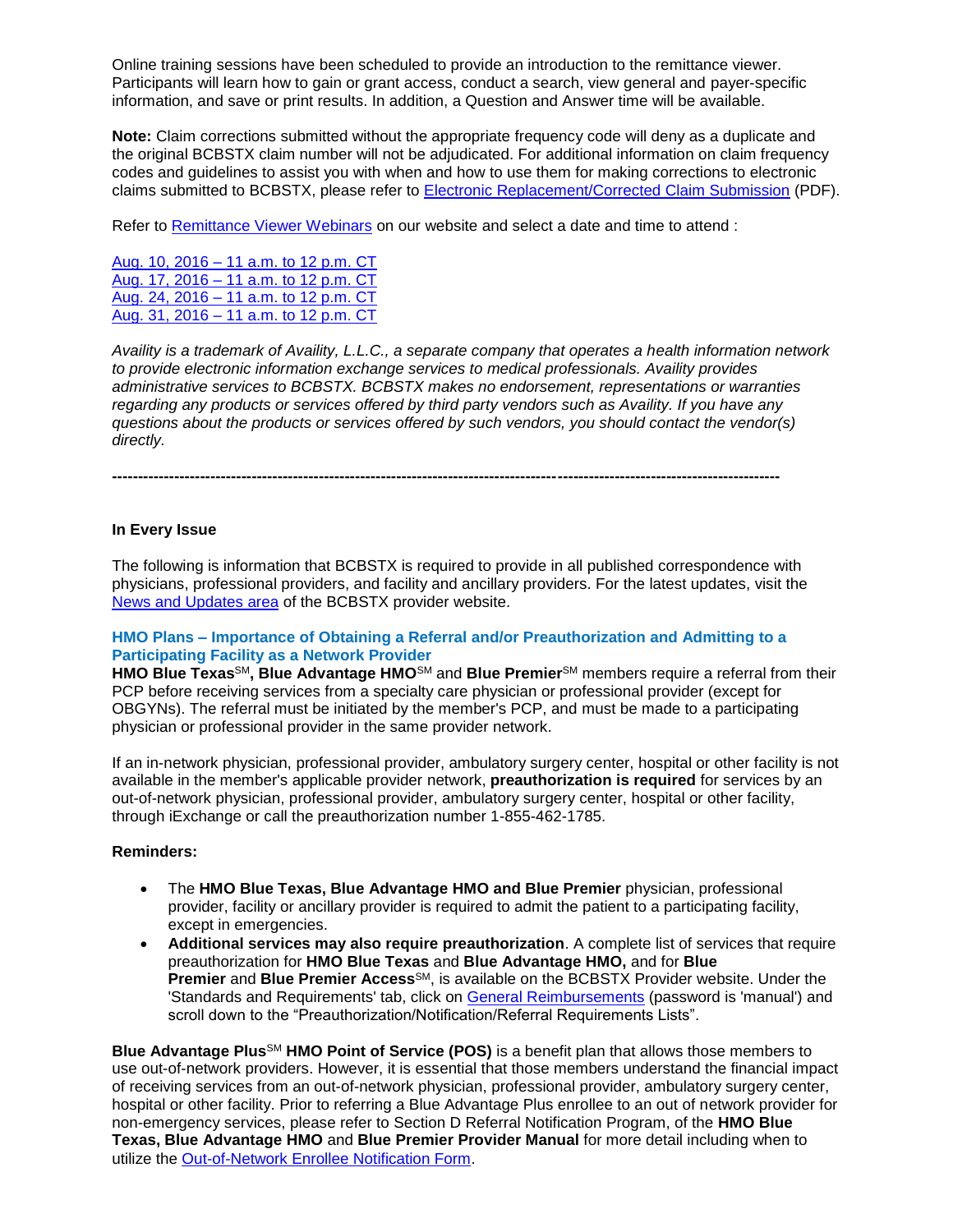Online training sessions have been scheduled to provide an introduction to the remittance viewer. Participants will learn how to gain or grant access, conduct a search, view general and payer-specific information, and save or print results. In addition, a Question and Answer time will be available.

**Note:** Claim corrections submitted without the appropriate frequency code will deny as a duplicate and the original BCBSTX claim number will not be adjudicated. For additional information on claim frequency codes and guidelines to assist you with when and how to use them for making corrections to electronic claims submitted to BCBSTX, please refer to Electronic Replacement/Corrected Claim Submission (PDF).

Refer to Remittance Viewer Webinars on our website and select a date and time to attend :

Aug. 10, 2016 – 11 a.m. to 12 p.m. CT
Aug. 17, 2016 – 11 a.m. to 12 p.m. CT
Aug. 24, 2016 – 11 a.m. to 12 p.m. CT
Aug. 31, 2016 – 11 a.m. to 12 p.m. CT

*Availity is a trademark of Availity, L.L.C., a separate company that operates a health information network to provide electronic information exchange services to medical professionals. Availity provides administrative services to BCBSTX. BCBSTX makes no endorsement, representations or warranties regarding any products or services offered by third party vendors such as Availity. If you have any questions about the products or services offered by such vendors, you should contact the vendor(s) directly.*

---

**In Every Issue**

The following is information that BCBSTX is required to provide in all published correspondence with physicians, professional providers, and facility and ancillary providers. For the latest updates, visit the News and Updates area of the BCBSTX provider website.

### HMO Plans – Importance of Obtaining a Referral and/or Preauthorization and Admitting to a Participating Facility as a Network Provider

**HMO Blue Texas**SM**, Blue Advantage HMO**SM and **Blue Premier**SM members require a referral from their PCP before receiving services from a specialty care physician or professional provider (except for OBGYNs). The referral must be initiated by the member's PCP, and must be made to a participating physician or professional provider in the same provider network.

If an in-network physician, professional provider, ambulatory surgery center, hospital or other facility is not available in the member's applicable provider network, **preauthorization is required** for services by an out-of-network physician, professional provider, ambulatory surgery center, hospital or other facility, through iExchange or call the preauthorization number 1-855-462-1785.

**Reminders:**

- The **HMO Blue Texas, Blue Advantage HMO and Blue Premier** physician, professional provider, facility or ancillary provider is required to admit the patient to a participating facility, except in emergencies.
- **Additional services may also require preauthorization**. A complete list of services that require preauthorization for **HMO Blue Texas** and **Blue Advantage HMO,** and for **Blue Premier** and **Blue Premier Access**SM, is available on the BCBSTX Provider website. Under the 'Standards and Requirements' tab, click on General Reimbursements (password is 'manual') and scroll down to the "Preauthorization/Notification/Referral Requirements Lists".

**Blue Advantage Plus**SM **HMO Point of Service (POS)** is a benefit plan that allows those members to use out-of-network providers. However, it is essential that those members understand the financial impact of receiving services from an out-of-network physician, professional provider, ambulatory surgery center, hospital or other facility. Prior to referring a Blue Advantage Plus enrollee to an out of network provider for non-emergency services, please refer to Section D Referral Notification Program, of the **HMO Blue Texas, Blue Advantage HMO** and **Blue Premier Provider Manual** for more detail including when to utilize the Out-of-Network Enrollee Notification Form.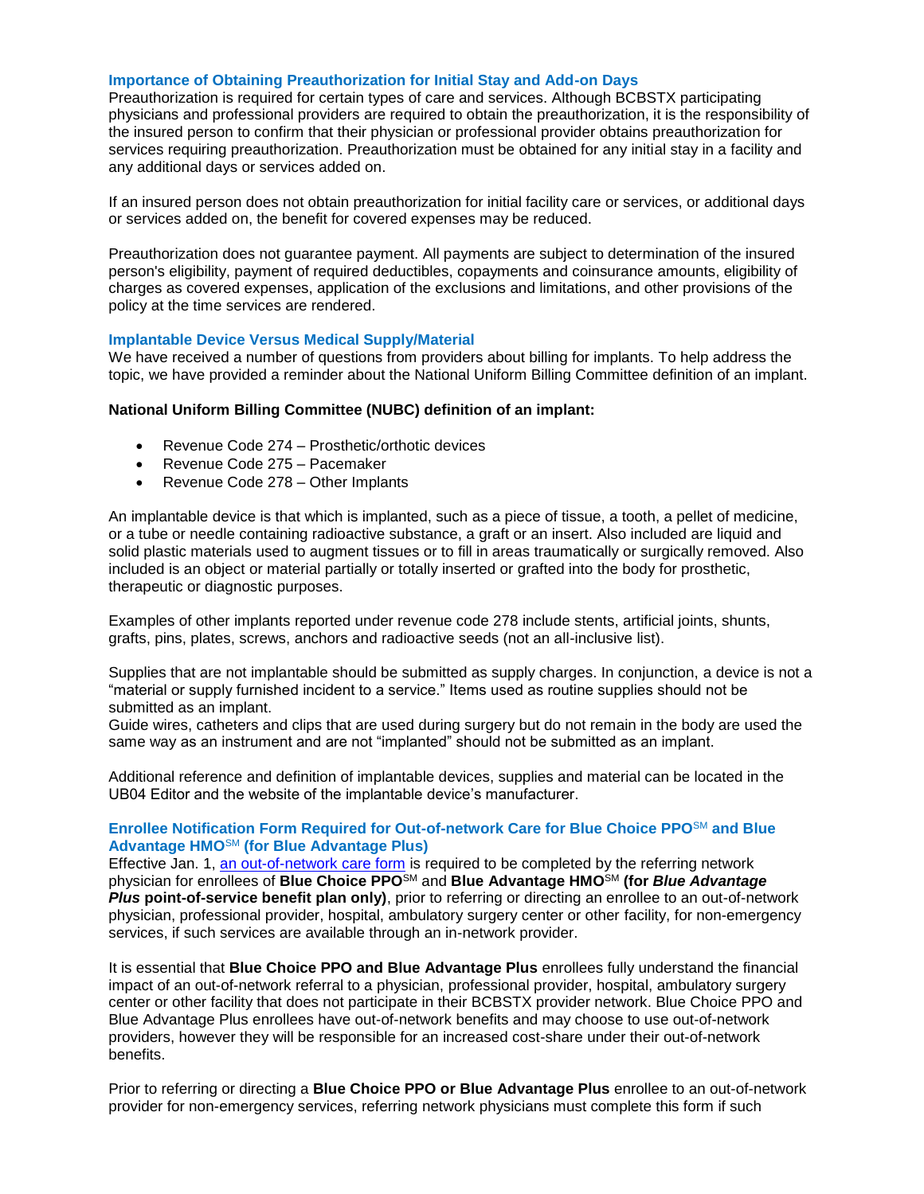### Importance of Obtaining Preauthorization for Initial Stay and Add-on Days

Preauthorization is required for certain types of care and services. Although BCBSTX participating physicians and professional providers are required to obtain the preauthorization, it is the responsibility of the insured person to confirm that their physician or professional provider obtains preauthorization for services requiring preauthorization. Preauthorization must be obtained for any initial stay in a facility and any additional days or services added on.

If an insured person does not obtain preauthorization for initial facility care or services, or additional days or services added on, the benefit for covered expenses may be reduced.

Preauthorization does not guarantee payment. All payments are subject to determination of the insured person's eligibility, payment of required deductibles, copayments and coinsurance amounts, eligibility of charges as covered expenses, application of the exclusions and limitations, and other provisions of the policy at the time services are rendered.

### Implantable Device Versus Medical Supply/Material

We have received a number of questions from providers about billing for implants. To help address the topic, we have provided a reminder about the National Uniform Billing Committee definition of an implant.

**National Uniform Billing Committee (NUBC) definition of an implant:**

- Revenue Code 274 – Prosthetic/orthotic devices
- Revenue Code 275 – Pacemaker
- Revenue Code 278 – Other Implants

An implantable device is that which is implanted, such as a piece of tissue, a tooth, a pellet of medicine, or a tube or needle containing radioactive substance, a graft or an insert. Also included are liquid and solid plastic materials used to augment tissues or to fill in areas traumatically or surgically removed. Also included is an object or material partially or totally inserted or grafted into the body for prosthetic, therapeutic or diagnostic purposes.

Examples of other implants reported under revenue code 278 include stents, artificial joints, shunts, grafts, pins, plates, screws, anchors and radioactive seeds (not an all-inclusive list).

Supplies that are not implantable should be submitted as supply charges. In conjunction, a device is not a "material or supply furnished incident to a service." Items used as routine supplies should not be submitted as an implant.
Guide wires, catheters and clips that are used during surgery but do not remain in the body are used the same way as an instrument and are not "implanted" should not be submitted as an implant.

Additional reference and definition of implantable devices, supplies and material can be located in the UB04 Editor and the website of the implantable device's manufacturer.

### Enrollee Notification Form Required for Out-of-network Care for Blue Choice PPO℠ and Blue Advantage HMO℠ (for Blue Advantage Plus)

Effective Jan. 1, an out-of-network care form is required to be completed by the referring network physician for enrollees of **Blue Choice PPO**℠ and **Blue Advantage HMO**℠ **(for *Blue Advantage Plus* point-of-service benefit plan only)**, prior to referring or directing an enrollee to an out-of-network physician, professional provider, hospital, ambulatory surgery center or other facility, for non-emergency services, if such services are available through an in-network provider.

It is essential that **Blue Choice PPO and Blue Advantage Plus** enrollees fully understand the financial impact of an out-of-network referral to a physician, professional provider, hospital, ambulatory surgery center or other facility that does not participate in their BCBSTX provider network. Blue Choice PPO and Blue Advantage Plus enrollees have out-of-network benefits and may choose to use out-of-network providers, however they will be responsible for an increased cost-share under their out-of-network benefits.

Prior to referring or directing a **Blue Choice PPO or Blue Advantage Plus** enrollee to an out-of-network provider for non-emergency services, referring network physicians must complete this form if such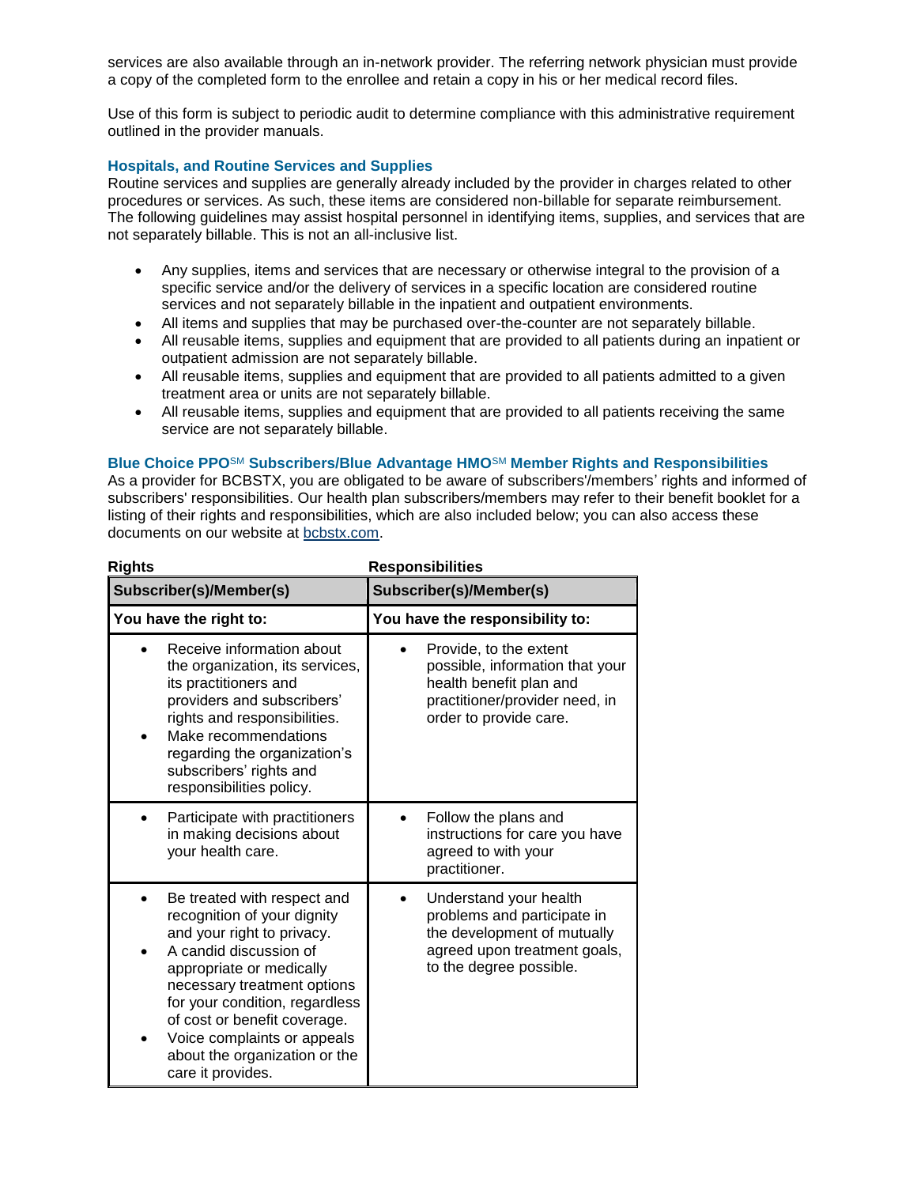services are also available through an in-network provider. The referring network physician must provide a copy of the completed form to the enrollee and retain a copy in his or her medical record files.

Use of this form is subject to periodic audit to determine compliance with this administrative requirement outlined in the provider manuals.

### Hospitals, and Routine Services and Supplies

Routine services and supplies are generally already included by the provider in charges related to other procedures or services. As such, these items are considered non-billable for separate reimbursement. The following guidelines may assist hospital personnel in identifying items, supplies, and services that are not separately billable. This is not an all-inclusive list.

- Any supplies, items and services that are necessary or otherwise integral to the provision of a specific service and/or the delivery of services in a specific location are considered routine services and not separately billable in the inpatient and outpatient environments.
- All items and supplies that may be purchased over-the-counter are not separately billable.
- All reusable items, supplies and equipment that are provided to all patients during an inpatient or outpatient admission are not separately billable.
- All reusable items, supplies and equipment that are provided to all patients admitted to a given treatment area or units are not separately billable.
- All reusable items, supplies and equipment that are provided to all patients receiving the same service are not separately billable.

### Blue Choice PPO℠ Subscribers/Blue Advantage HMO℠ Member Rights and Responsibilities

As a provider for BCBSTX, you are obligated to be aware of subscribers'/members' rights and informed of subscribers' responsibilities. Our health plan subscribers/members may refer to their benefit booklet for a listing of their rights and responsibilities, which are also included below; you can also access these documents on our website at bcbstx.com.

| **Rights**<br>**Subscriber(s)/Member(s)** | **Responsibilities**<br>**Subscriber(s)/Member(s)** |
|---|---|
| **You have the right to:** | **You have the responsibility to:** |
| • Receive information about the organization, its services, its practitioners and providers and subscribers' rights and responsibilities.<br>• Make recommendations regarding the organization's subscribers' rights and responsibilities policy. | • Provide, to the extent possible, information that your health benefit plan and practitioner/provider need, in order to provide care. |
| • Participate with practitioners in making decisions about your health care. | • Follow the plans and instructions for care you have agreed to with your practitioner. |
| • Be treated with respect and recognition of your dignity and your right to privacy.<br>• A candid discussion of appropriate or medically necessary treatment options for your condition, regardless of cost or benefit coverage.<br>• Voice complaints or appeals about the organization or the care it provides. | • Understand your health problems and participate in the development of mutually agreed upon treatment goals, to the degree possible. |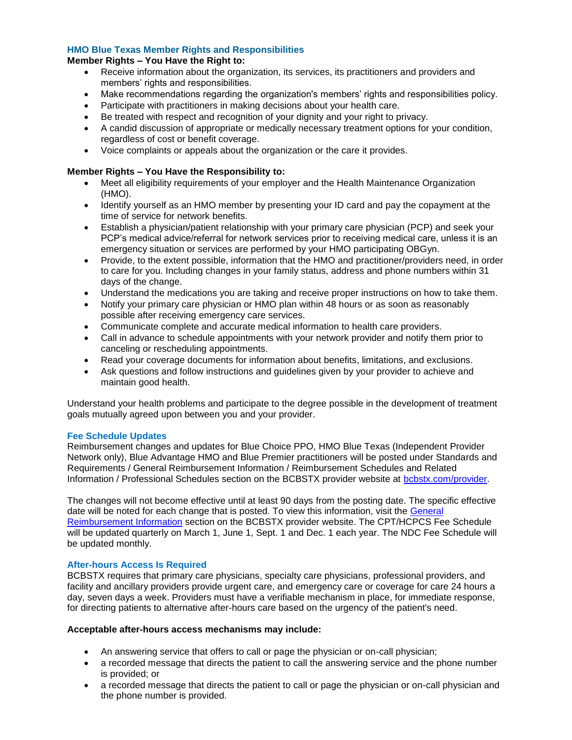## HMO Blue Texas Member Rights and Responsibilities

**Member Rights – You Have the Right to:**

- Receive information about the organization, its services, its practitioners and providers and members' rights and responsibilities.
- Make recommendations regarding the organization's members' rights and responsibilities policy.
- Participate with practitioners in making decisions about your health care.
- Be treated with respect and recognition of your dignity and your right to privacy.
- A candid discussion of appropriate or medically necessary treatment options for your condition, regardless of cost or benefit coverage.
- Voice complaints or appeals about the organization or the care it provides.

**Member Rights – You Have the Responsibility to:**

- Meet all eligibility requirements of your employer and the Health Maintenance Organization (HMO).
- Identify yourself as an HMO member by presenting your ID card and pay the copayment at the time of service for network benefits.
- Establish a physician/patient relationship with your primary care physician (PCP) and seek your PCP's medical advice/referral for network services prior to receiving medical care, unless it is an emergency situation or services are performed by your HMO participating OBGyn.
- Provide, to the extent possible, information that the HMO and practitioner/providers need, in order to care for you. Including changes in your family status, address and phone numbers within 31 days of the change.
- Understand the medications you are taking and receive proper instructions on how to take them.
- Notify your primary care physician or HMO plan within 48 hours or as soon as reasonably possible after receiving emergency care services.
- Communicate complete and accurate medical information to health care providers.
- Call in advance to schedule appointments with your network provider and notify them prior to canceling or rescheduling appointments.
- Read your coverage documents for information about benefits, limitations, and exclusions.
- Ask questions and follow instructions and guidelines given by your provider to achieve and maintain good health.

Understand your health problems and participate to the degree possible in the development of treatment goals mutually agreed upon between you and your provider.

## Fee Schedule Updates

Reimbursement changes and updates for Blue Choice PPO, HMO Blue Texas (Independent Provider Network only), Blue Advantage HMO and Blue Premier practitioners will be posted under Standards and Requirements / General Reimbursement Information / Reimbursement Schedules and Related Information / Professional Schedules section on the BCBSTX provider website at bcbstx.com/provider.

The changes will not become effective until at least 90 days from the posting date. The specific effective date will be noted for each change that is posted. To view this information, visit the General Reimbursement Information section on the BCBSTX provider website. The CPT/HCPCS Fee Schedule will be updated quarterly on March 1, June 1, Sept. 1 and Dec. 1 each year. The NDC Fee Schedule will be updated monthly.

## After-hours Access Is Required

BCBSTX requires that primary care physicians, specialty care physicians, professional providers, and facility and ancillary providers provide urgent care, and emergency care or coverage for care 24 hours a day, seven days a week. Providers must have a verifiable mechanism in place, for immediate response, for directing patients to alternative after-hours care based on the urgency of the patient's need.

**Acceptable after-hours access mechanisms may include:**

- An answering service that offers to call or page the physician or on-call physician;
- a recorded message that directs the patient to call the answering service and the phone number is provided; or
- a recorded message that directs the patient to call or page the physician or on-call physician and the phone number is provided.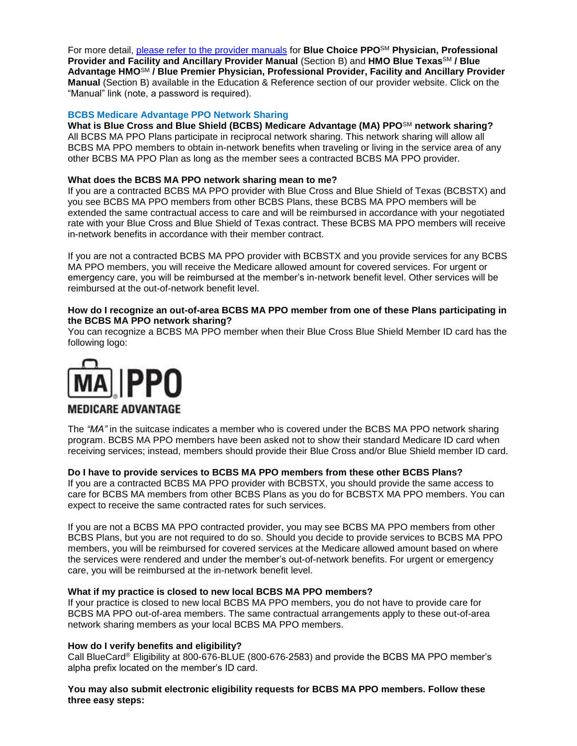For more detail, please refer to the provider manuals for **Blue Choice PPO℠ Physician, Professional Provider and Facility and Ancillary Provider Manual** (Section B) and **HMO Blue Texas℠ / Blue Advantage HMO℠ / Blue Premier Physician, Professional Provider, Facility and Ancillary Provider Manual** (Section B) available in the Education & Reference section of our provider website. Click on the "Manual" link (note, a password is required).

## BCBS Medicare Advantage PPO Network Sharing

**What is Blue Cross and Blue Shield (BCBS) Medicare Advantage (MA) PPO℠ network sharing?**
All BCBS MA PPO Plans participate in reciprocal network sharing. This network sharing will allow all BCBS MA PPO members to obtain in-network benefits when traveling or living in the service area of any other BCBS MA PPO Plan as long as the member sees a contracted BCBS MA PPO provider.

**What does the BCBS MA PPO network sharing mean to me?**
If you are a contracted BCBS MA PPO provider with Blue Cross and Blue Shield of Texas (BCBSTX) and you see BCBS MA PPO members from other BCBS Plans, these BCBS MA PPO members will be extended the same contractual access to care and will be reimbursed in accordance with your negotiated rate with your Blue Cross and Blue Shield of Texas contract. These BCBS MA PPO members will receive in-network benefits in accordance with their member contract.

If you are not a contracted BCBS MA PPO provider with BCBSTX and you provide services for any BCBS MA PPO members, you will receive the Medicare allowed amount for covered services. For urgent or emergency care, you will be reimbursed at the member's in-network benefit level. Other services will be reimbursed at the out-of-network benefit level.

**How do I recognize an out-of-area BCBS MA PPO member from one of these Plans participating in the BCBS MA PPO network sharing?**
You can recognize a BCBS MA PPO member when their Blue Cross Blue Shield Member ID card has the following logo:

MA | PPO
MEDICARE ADVANTAGE

The *"MA"* in the suitcase indicates a member who is covered under the BCBS MA PPO network sharing program. BCBS MA PPO members have been asked not to show their standard Medicare ID card when receiving services; instead, members should provide their Blue Cross and/or Blue Shield member ID card.

**Do I have to provide services to BCBS MA PPO members from these other BCBS Plans?**
If you are a contracted BCBS MA PPO provider with BCBSTX, you should provide the same access to care for BCBS MA members from other BCBS Plans as you do for BCBSTX MA PPO members. You can expect to receive the same contracted rates for such services.

If you are not a BCBS MA PPO contracted provider, you may see BCBS MA PPO members from other BCBS Plans, but you are not required to do so. Should you decide to provide services to BCBS MA PPO members, you will be reimbursed for covered services at the Medicare allowed amount based on where the services were rendered and under the member's out-of-network benefits. For urgent or emergency care, you will be reimbursed at the in-network benefit level.

**What if my practice is closed to new local BCBS MA PPO members?**
If your practice is closed to new local BCBS MA PPO members, you do not have to provide care for BCBS MA PPO out-of-area members. The same contractual arrangements apply to these out-of-area network sharing members as your local BCBS MA PPO members.

**How do I verify benefits and eligibility?**
Call BlueCard® Eligibility at 800-676-BLUE (800-676-2583) and provide the BCBS MA PPO member's alpha prefix located on the member's ID card.

**You may also submit electronic eligibility requests for BCBS MA PPO members. Follow these three easy steps:**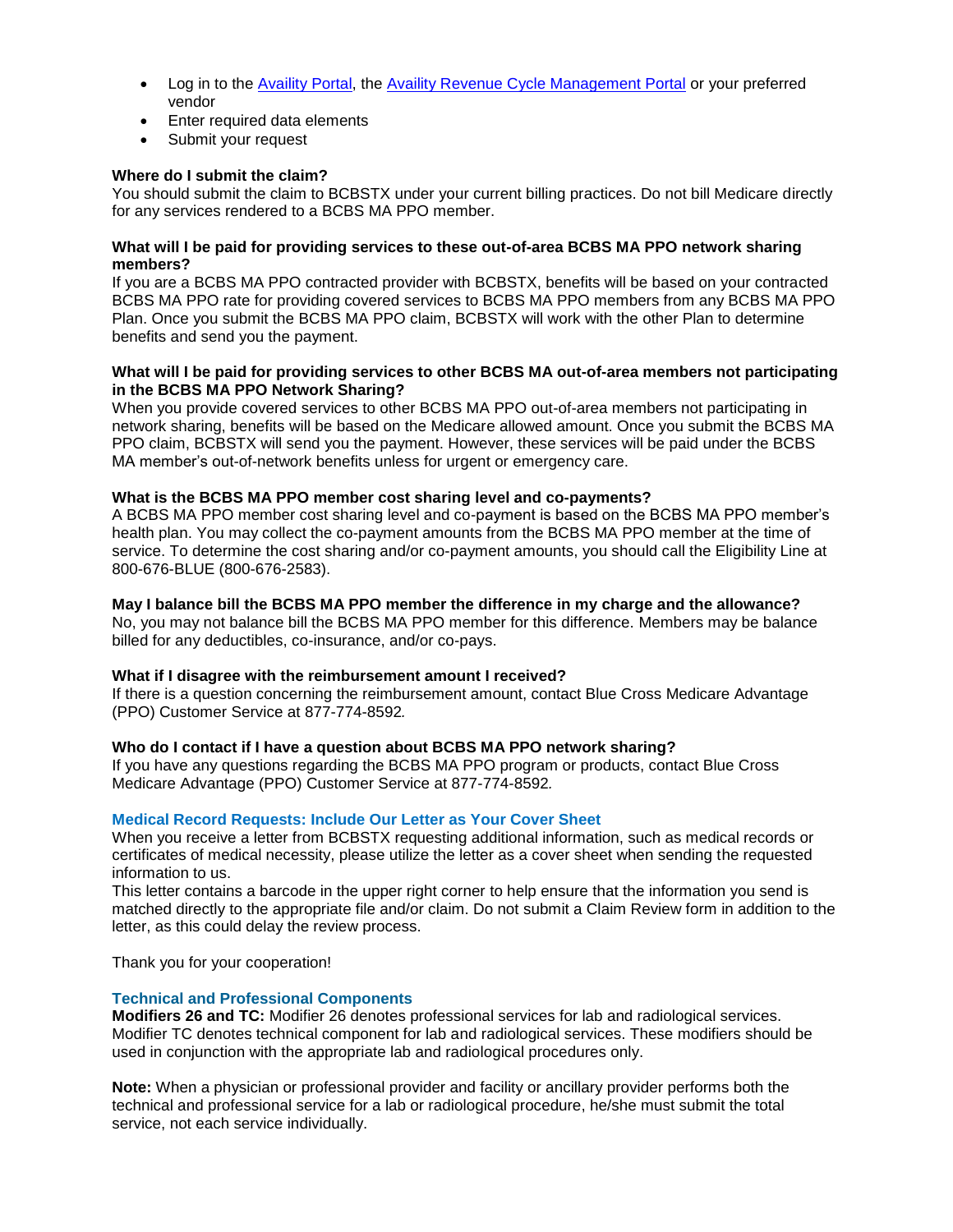- Log in to the [Availity Portal](), the [Availity Revenue Cycle Management Portal]() or your preferred vendor
- Enter required data elements
- Submit your request

**Where do I submit the claim?**
You should submit the claim to BCBSTX under your current billing practices. Do not bill Medicare directly for any services rendered to a BCBS MA PPO member.

**What will I be paid for providing services to these out-of-area BCBS MA PPO network sharing members?**
If you are a BCBS MA PPO contracted provider with BCBSTX, benefits will be based on your contracted BCBS MA PPO rate for providing covered services to BCBS MA PPO members from any BCBS MA PPO Plan. Once you submit the BCBS MA PPO claim, BCBSTX will work with the other Plan to determine benefits and send you the payment.

**What will I be paid for providing services to other BCBS MA out-of-area members not participating in the BCBS MA PPO Network Sharing?**
When you provide covered services to other BCBS MA PPO out-of-area members not participating in network sharing, benefits will be based on the Medicare allowed amount. Once you submit the BCBS MA PPO claim, BCBSTX will send you the payment. However, these services will be paid under the BCBS MA member's out-of-network benefits unless for urgent or emergency care.

**What is the BCBS MA PPO member cost sharing level and co-payments?**
A BCBS MA PPO member cost sharing level and co-payment is based on the BCBS MA PPO member's health plan. You may collect the co-payment amounts from the BCBS MA PPO member at the time of service. To determine the cost sharing and/or co-payment amounts, you should call the Eligibility Line at 800-676-BLUE (800-676-2583).

**May I balance bill the BCBS MA PPO member the difference in my charge and the allowance?**
No, you may not balance bill the BCBS MA PPO member for this difference. Members may be balance billed for any deductibles, co-insurance, and/or co-pays.

**What if I disagree with the reimbursement amount I received?**
If there is a question concerning the reimbursement amount, contact Blue Cross Medicare Advantage (PPO) Customer Service at 877-774-8592*.*

**Who do I contact if I have a question about BCBS MA PPO network sharing?**
If you have any questions regarding the BCBS MA PPO program or products, contact Blue Cross Medicare Advantage (PPO) Customer Service at 877-774-8592*.*

### Medical Record Requests: Include Our Letter as Your Cover Sheet

When you receive a letter from BCBSTX requesting additional information, such as medical records or certificates of medical necessity, please utilize the letter as a cover sheet when sending the requested information to us.
This letter contains a barcode in the upper right corner to help ensure that the information you send is matched directly to the appropriate file and/or claim. Do not submit a Claim Review form in addition to the letter, as this could delay the review process.

Thank you for your cooperation!

### Technical and Professional Components

**Modifiers 26 and TC:** Modifier 26 denotes professional services for lab and radiological services. Modifier TC denotes technical component for lab and radiological services. These modifiers should be used in conjunction with the appropriate lab and radiological procedures only.

**Note:** When a physician or professional provider and facility or ancillary provider performs both the technical and professional service for a lab or radiological procedure, he/she must submit the total service, not each service individually.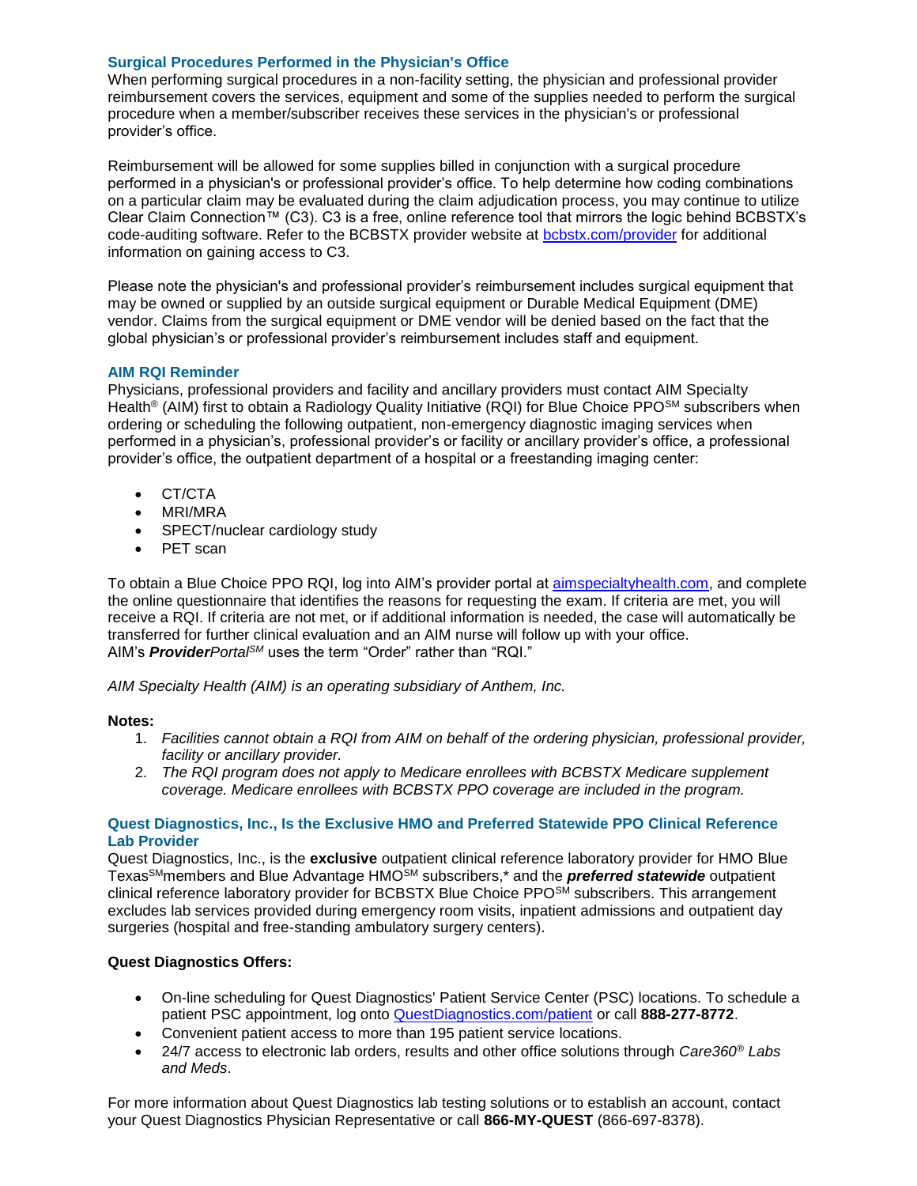### Surgical Procedures Performed in the Physician's Office

When performing surgical procedures in a non-facility setting, the physician and professional provider reimbursement covers the services, equipment and some of the supplies needed to perform the surgical procedure when a member/subscriber receives these services in the physician's or professional provider's office.

Reimbursement will be allowed for some supplies billed in conjunction with a surgical procedure performed in a physician's or professional provider's office. To help determine how coding combinations on a particular claim may be evaluated during the claim adjudication process, you may continue to utilize Clear Claim Connection™ (C3). C3 is a free, online reference tool that mirrors the logic behind BCBSTX's code-auditing software. Refer to the BCBSTX provider website at [bcbstx.com/provider](bcbstx.com/provider) for additional information on gaining access to C3.

Please note the physician's and professional provider's reimbursement includes surgical equipment that may be owned or supplied by an outside surgical equipment or Durable Medical Equipment (DME) vendor. Claims from the surgical equipment or DME vendor will be denied based on the fact that the global physician's or professional provider's reimbursement includes staff and equipment.

### AIM RQI Reminder

Physicians, professional providers and facility and ancillary providers must contact AIM Specialty Health® (AIM) first to obtain a Radiology Quality Initiative (RQI) for Blue Choice PPO℠ subscribers when ordering or scheduling the following outpatient, non-emergency diagnostic imaging services when performed in a physician's, professional provider's or facility or ancillary provider's office, a professional provider's office, the outpatient department of a hospital or a freestanding imaging center:

- CT/CTA
- MRI/MRA
- SPECT/nuclear cardiology study
- PET scan

To obtain a Blue Choice PPO RQI, log into AIM's provider portal at [aimspecialtyhealth.com](aimspecialtyhealth.com), and complete the online questionnaire that identifies the reasons for requesting the exam. If criteria are met, you will receive a RQI. If criteria are not met, or if additional information is needed, the case will automatically be transferred for further clinical evaluation and an AIM nurse will follow up with your office.
AIM's ***Provider****Portal*℠ uses the term "Order" rather than "RQI."

*AIM Specialty Health (AIM) is an operating subsidiary of Anthem, Inc.*

**Notes:**

1. *Facilities cannot obtain a RQI from AIM on behalf of the ordering physician, professional provider, facility or ancillary provider.*
2. *The RQI program does not apply to Medicare enrollees with BCBSTX Medicare supplement coverage. Medicare enrollees with BCBSTX PPO coverage are included in the program.*

### Quest Diagnostics, Inc., Is the Exclusive HMO and Preferred Statewide PPO Clinical Reference Lab Provider

Quest Diagnostics, Inc., is the **exclusive** outpatient clinical reference laboratory provider for HMO Blue Texas℠ members and Blue Advantage HMO℠ subscribers,* and the ***preferred statewide*** outpatient clinical reference laboratory provider for BCBSTX Blue Choice PPO℠ subscribers. This arrangement excludes lab services provided during emergency room visits, inpatient admissions and outpatient day surgeries (hospital and free-standing ambulatory surgery centers).

**Quest Diagnostics Offers:**

- On-line scheduling for Quest Diagnostics' Patient Service Center (PSC) locations. To schedule a patient PSC appointment, log onto [QuestDiagnostics.com/patient](QuestDiagnostics.com/patient) or call **888-277-8772**.
- Convenient patient access to more than 195 patient service locations.
- 24/7 access to electronic lab orders, results and other office solutions through *Care360® Labs and Meds*.

For more information about Quest Diagnostics lab testing solutions or to establish an account, contact your Quest Diagnostics Physician Representative or call **866-MY-QUEST** (866-697-8378).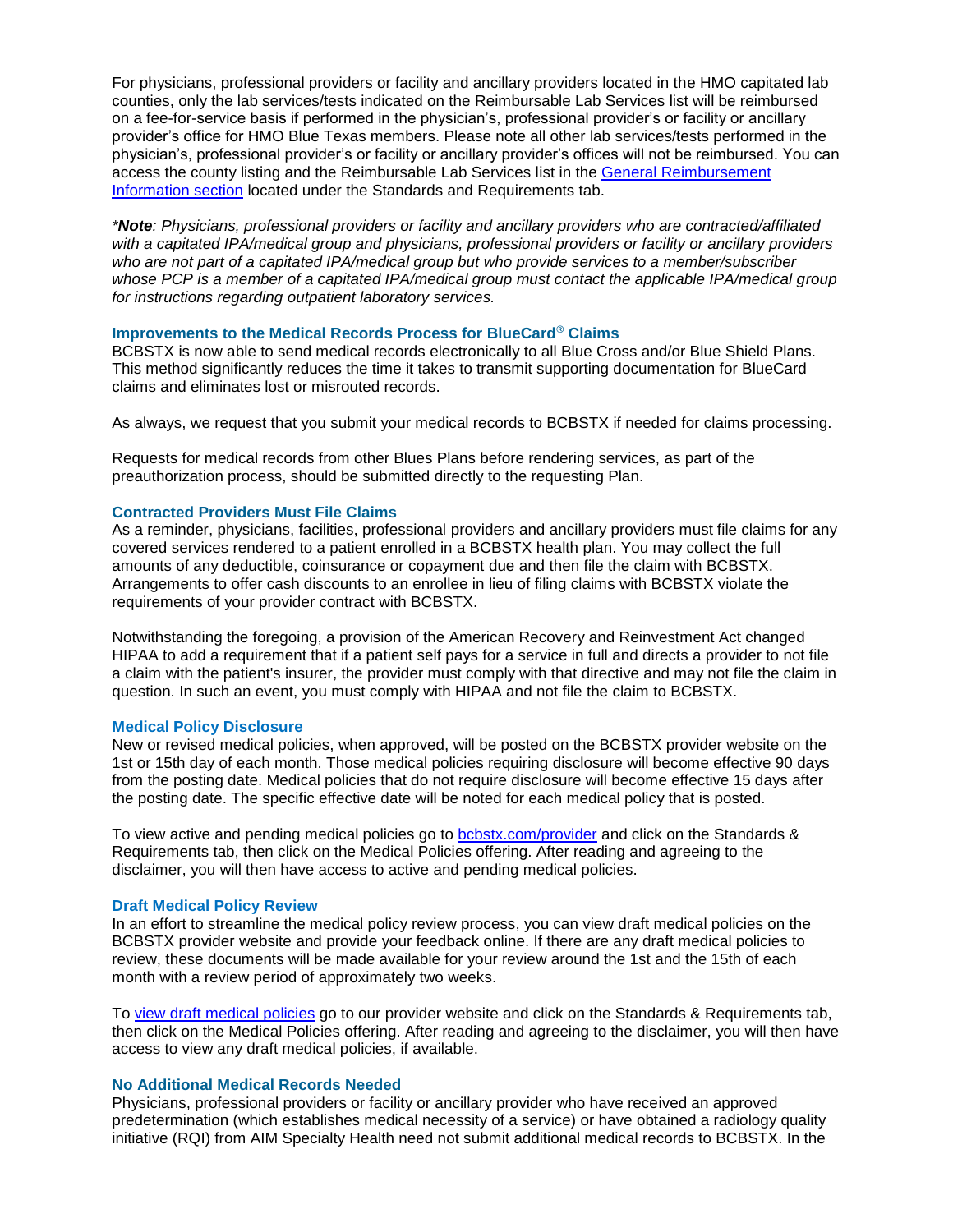For physicians, professional providers or facility and ancillary providers located in the HMO capitated lab counties, only the lab services/tests indicated on the Reimbursable Lab Services list will be reimbursed on a fee-for-service basis if performed in the physician's, professional provider's or facility or ancillary provider's office for HMO Blue Texas members. Please note all other lab services/tests performed in the physician's, professional provider's or facility or ancillary provider's offices will not be reimbursed. You can access the county listing and the Reimbursable Lab Services list in the [General Reimbursement Information section]() located under the Standards and Requirements tab.

**\*Note**: *Physicians, professional providers or facility and ancillary providers who are contracted/affiliated with a capitated IPA/medical group and physicians, professional providers or facility or ancillary providers who are not part of a capitated IPA/medical group but who provide services to a member/subscriber whose PCP is a member of a capitated IPA/medical group must contact the applicable IPA/medical group for instructions regarding outpatient laboratory services.*

### Improvements to the Medical Records Process for BlueCard® Claims

BCBSTX is now able to send medical records electronically to all Blue Cross and/or Blue Shield Plans. This method significantly reduces the time it takes to transmit supporting documentation for BlueCard claims and eliminates lost or misrouted records.

As always, we request that you submit your medical records to BCBSTX if needed for claims processing.

Requests for medical records from other Blues Plans before rendering services, as part of the preauthorization process, should be submitted directly to the requesting Plan.

### Contracted Providers Must File Claims

As a reminder, physicians, facilities, professional providers and ancillary providers must file claims for any covered services rendered to a patient enrolled in a BCBSTX health plan. You may collect the full amounts of any deductible, coinsurance or copayment due and then file the claim with BCBSTX. Arrangements to offer cash discounts to an enrollee in lieu of filing claims with BCBSTX violate the requirements of your provider contract with BCBSTX.

Notwithstanding the foregoing, a provision of the American Recovery and Reinvestment Act changed HIPAA to add a requirement that if a patient self pays for a service in full and directs a provider to not file a claim with the patient's insurer, the provider must comply with that directive and may not file the claim in question. In such an event, you must comply with HIPAA and not file the claim to BCBSTX.

### Medical Policy Disclosure

New or revised medical policies, when approved, will be posted on the BCBSTX provider website on the 1st or 15th day of each month. Those medical policies requiring disclosure will become effective 90 days from the posting date. Medical policies that do not require disclosure will become effective 15 days after the posting date. The specific effective date will be noted for each medical policy that is posted.

To view active and pending medical policies go to [bcbstx.com/provider]() and click on the Standards & Requirements tab, then click on the Medical Policies offering. After reading and agreeing to the disclaimer, you will then have access to active and pending medical policies.

### Draft Medical Policy Review

In an effort to streamline the medical policy review process, you can view draft medical policies on the BCBSTX provider website and provide your feedback online. If there are any draft medical policies to review, these documents will be made available for your review around the 1st and the 15th of each month with a review period of approximately two weeks.

To [view draft medical policies]() go to our provider website and click on the Standards & Requirements tab, then click on the Medical Policies offering. After reading and agreeing to the disclaimer, you will then have access to view any draft medical policies, if available.

### No Additional Medical Records Needed

Physicians, professional providers or facility or ancillary provider who have received an approved predetermination (which establishes medical necessity of a service) or have obtained a radiology quality initiative (RQI) from AIM Specialty Health need not submit additional medical records to BCBSTX. In the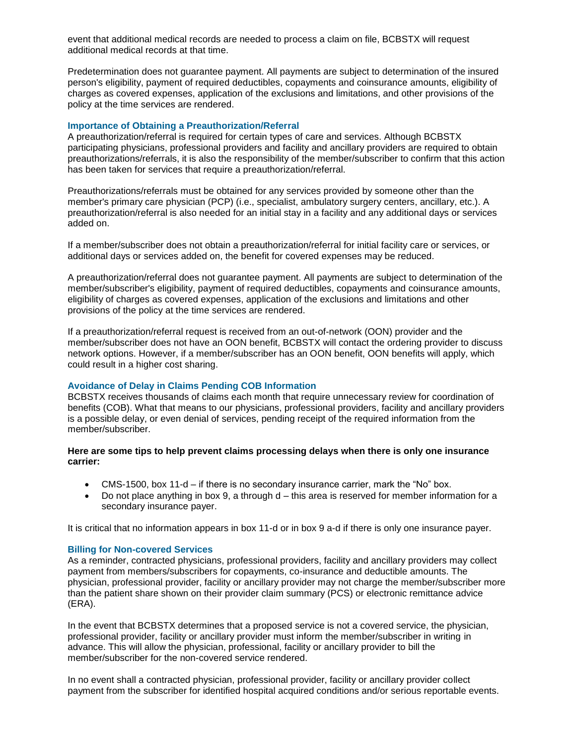event that additional medical records are needed to process a claim on file, BCBSTX will request additional medical records at that time.

Predetermination does not guarantee payment. All payments are subject to determination of the insured person's eligibility, payment of required deductibles, copayments and coinsurance amounts, eligibility of charges as covered expenses, application of the exclusions and limitations, and other provisions of the policy at the time services are rendered.

### Importance of Obtaining a Preauthorization/Referral

A preauthorization/referral is required for certain types of care and services. Although BCBSTX participating physicians, professional providers and facility and ancillary providers are required to obtain preauthorizations/referrals, it is also the responsibility of the member/subscriber to confirm that this action has been taken for services that require a preauthorization/referral.

Preauthorizations/referrals must be obtained for any services provided by someone other than the member's primary care physician (PCP) (i.e., specialist, ambulatory surgery centers, ancillary, etc.). A preauthorization/referral is also needed for an initial stay in a facility and any additional days or services added on.

If a member/subscriber does not obtain a preauthorization/referral for initial facility care or services, or additional days or services added on, the benefit for covered expenses may be reduced.

A preauthorization/referral does not guarantee payment. All payments are subject to determination of the member/subscriber's eligibility, payment of required deductibles, copayments and coinsurance amounts, eligibility of charges as covered expenses, application of the exclusions and limitations and other provisions of the policy at the time services are rendered.

If a preauthorization/referral request is received from an out-of-network (OON) provider and the member/subscriber does not have an OON benefit, BCBSTX will contact the ordering provider to discuss network options. However, if a member/subscriber has an OON benefit, OON benefits will apply, which could result in a higher cost sharing.

### Avoidance of Delay in Claims Pending COB Information

BCBSTX receives thousands of claims each month that require unnecessary review for coordination of benefits (COB). What that means to our physicians, professional providers, facility and ancillary providers is a possible delay, or even denial of services, pending receipt of the required information from the member/subscriber.

**Here are some tips to help prevent claims processing delays when there is only one insurance carrier:**

- CMS-1500, box 11-d – if there is no secondary insurance carrier, mark the "No" box.
- Do not place anything in box 9, a through d – this area is reserved for member information for a secondary insurance payer.

It is critical that no information appears in box 11-d or in box 9 a-d if there is only one insurance payer.

### Billing for Non-covered Services

As a reminder, contracted physicians, professional providers, facility and ancillary providers may collect payment from members/subscribers for copayments, co-insurance and deductible amounts. The physician, professional provider, facility or ancillary provider may not charge the member/subscriber more than the patient share shown on their provider claim summary (PCS) or electronic remittance advice (ERA).

In the event that BCBSTX determines that a proposed service is not a covered service, the physician, professional provider, facility or ancillary provider must inform the member/subscriber in writing in advance. This will allow the physician, professional, facility or ancillary provider to bill the member/subscriber for the non-covered service rendered.

In no event shall a contracted physician, professional provider, facility or ancillary provider collect payment from the subscriber for identified hospital acquired conditions and/or serious reportable events.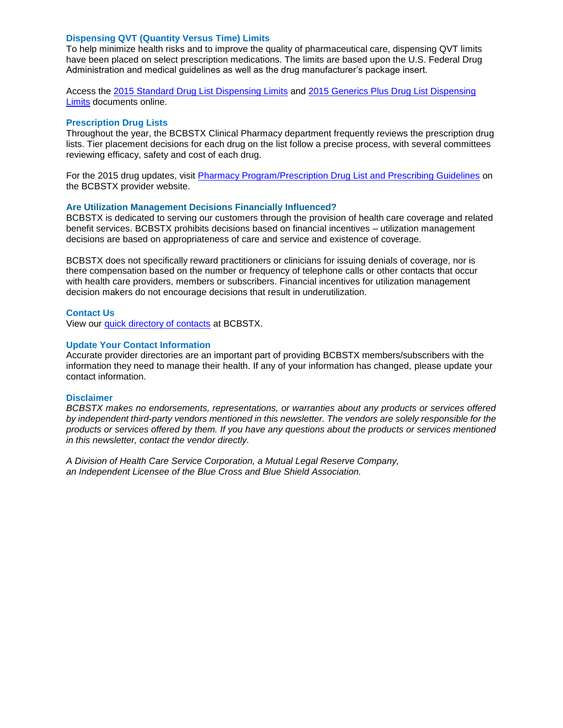### Dispensing QVT (Quantity Versus Time) Limits

To help minimize health risks and to improve the quality of pharmaceutical care, dispensing QVT limits have been placed on select prescription medications. The limits are based upon the U.S. Federal Drug Administration and medical guidelines as well as the drug manufacturer's package insert.

Access the 2015 Standard Drug List Dispensing Limits and 2015 Generics Plus Drug List Dispensing Limits documents online.

### Prescription Drug Lists

Throughout the year, the BCBSTX Clinical Pharmacy department frequently reviews the prescription drug lists. Tier placement decisions for each drug on the list follow a precise process, with several committees reviewing efficacy, safety and cost of each drug.

For the 2015 drug updates, visit Pharmacy Program/Prescription Drug List and Prescribing Guidelines on the BCBSTX provider website.

### Are Utilization Management Decisions Financially Influenced?

BCBSTX is dedicated to serving our customers through the provision of health care coverage and related benefit services. BCBSTX prohibits decisions based on financial incentives – utilization management decisions are based on appropriateness of care and service and existence of coverage.

BCBSTX does not specifically reward practitioners or clinicians for issuing denials of coverage, nor is there compensation based on the number or frequency of telephone calls or other contacts that occur with health care providers, members or subscribers. Financial incentives for utilization management decision makers do not encourage decisions that result in underutilization.

### Contact Us

View our quick directory of contacts at BCBSTX.

### Update Your Contact Information

Accurate provider directories are an important part of providing BCBSTX members/subscribers with the information they need to manage their health. If any of your information has changed, please update your contact information.

### Disclaimer

*BCBSTX makes no endorsements, representations, or warranties about any products or services offered by independent third-party vendors mentioned in this newsletter. The vendors are solely responsible for the products or services offered by them. If you have any questions about the products or services mentioned in this newsletter, contact the vendor directly.*

*A Division of Health Care Service Corporation, a Mutual Legal Reserve Company,*
*an Independent Licensee of the Blue Cross and Blue Shield Association.*